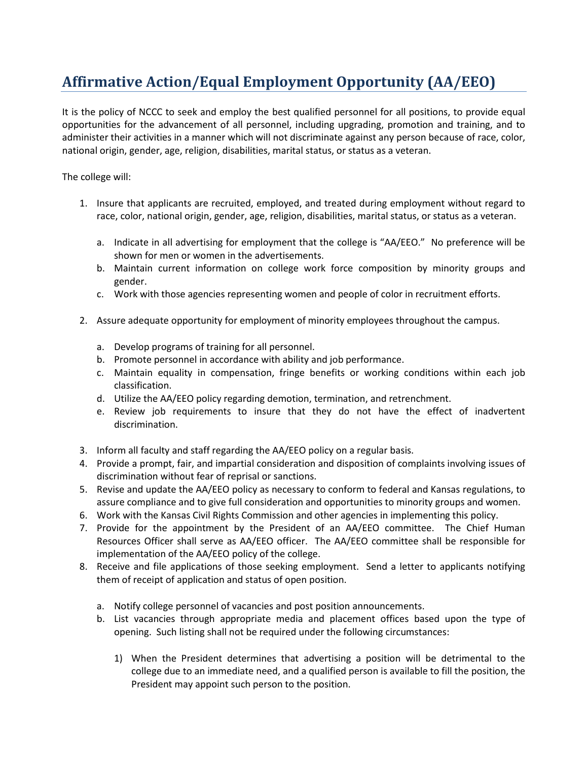# Affirmative Action/Equal Employment Opportunity (AA/EEO)

It is the policy of NCCC to seek and employ the best qualified personnel for all positions, to provide equal opportunities for the advancement of all personnel, including upgrading, promotion and training, and to administer their activities in a manner which will not discriminate against any person because of race, color, national origin, gender, age, religion, disabilities, marital status, or status as a veteran.

The college will:

1. Insure that applicants are recruited, employed, and treated during employment without regard to race, color, national origin, gender, age, religion, disabilities, marital status, or status as a veteran.

   a. Indicate in all advertising for employment that the college is "AA/EEO." No preference will be shown for men or women in the advertisements.
   b. Maintain current information on college work force composition by minority groups and gender.
   c. Work with those agencies representing women and people of color in recruitment efforts.

2. Assure adequate opportunity for employment of minority employees throughout the campus.

   a. Develop programs of training for all personnel.
   b. Promote personnel in accordance with ability and job performance.
   c. Maintain equality in compensation, fringe benefits or working conditions within each job classification.
   d. Utilize the AA/EEO policy regarding demotion, termination, and retrenchment.
   e. Review job requirements to insure that they do not have the effect of inadvertent discrimination.

3. Inform all faculty and staff regarding the AA/EEO policy on a regular basis.
4. Provide a prompt, fair, and impartial consideration and disposition of complaints involving issues of discrimination without fear of reprisal or sanctions.
5. Revise and update the AA/EEO policy as necessary to conform to federal and Kansas regulations, to assure compliance and to give full consideration and opportunities to minority groups and women.
6. Work with the Kansas Civil Rights Commission and other agencies in implementing this policy.
7. Provide for the appointment by the President of an AA/EEO committee. The Chief Human Resources Officer shall serve as AA/EEO officer. The AA/EEO committee shall be responsible for implementation of the AA/EEO policy of the college.
8. Receive and file applications of those seeking employment. Send a letter to applicants notifying them of receipt of application and status of open position.

   a. Notify college personnel of vacancies and post position announcements.
   b. List vacancies through appropriate media and placement offices based upon the type of opening. Such listing shall not be required under the following circumstances:

      1) When the President determines that advertising a position will be detrimental to the college due to an immediate need, and a qualified person is available to fill the position, the President may appoint such person to the position.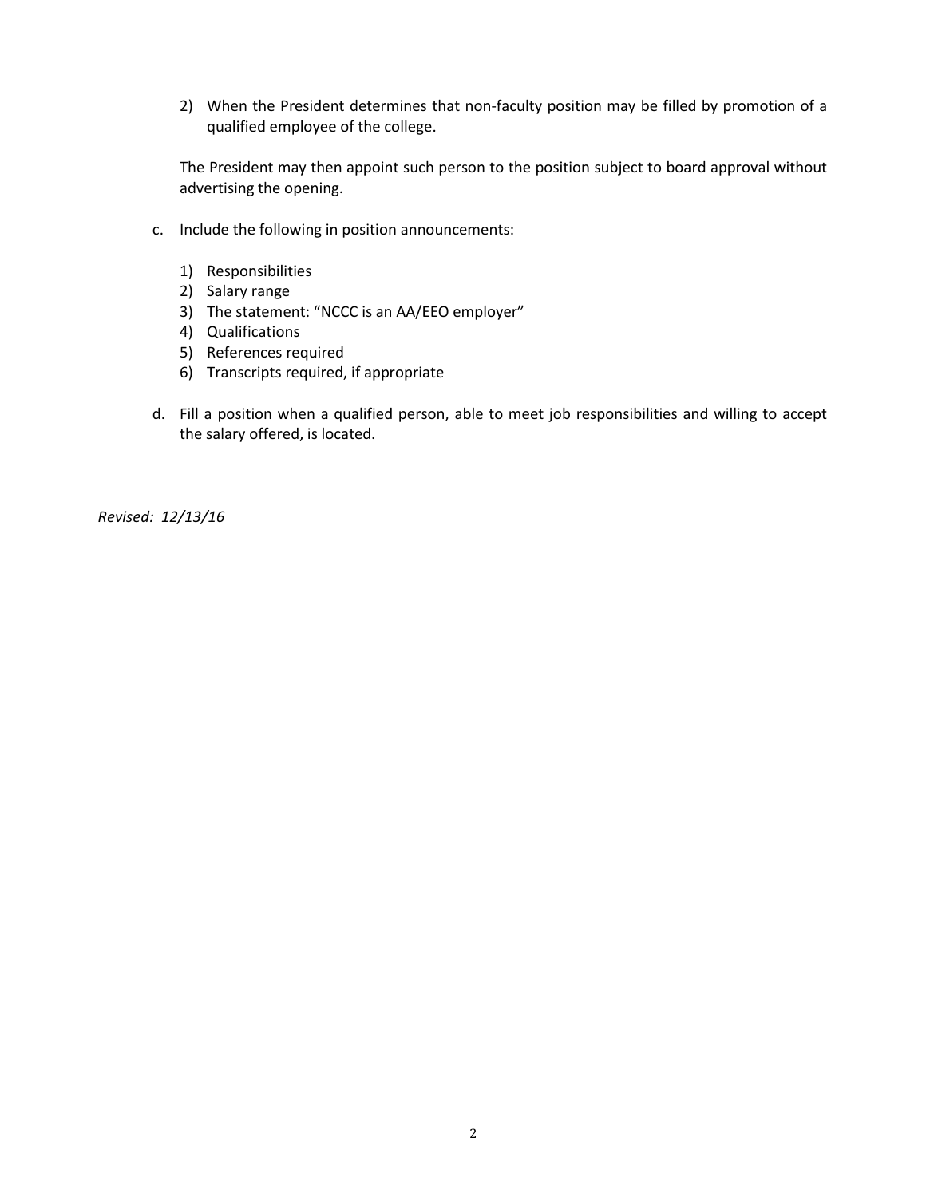2) When the President determines that non-faculty position may be filled by promotion of a qualified employee of the college.

   The President may then appoint such person to the position subject to board approval without advertising the opening.

c. Include the following in position announcements:

   1) Responsibilities
   2) Salary range
   3) The statement: "NCCC is an AA/EEO employer"
   4) Qualifications
   5) References required
   6) Transcripts required, if appropriate

d. Fill a position when a qualified person, able to meet job responsibilities and willing to accept the salary offered, is located.

*Revised: 12/13/16*